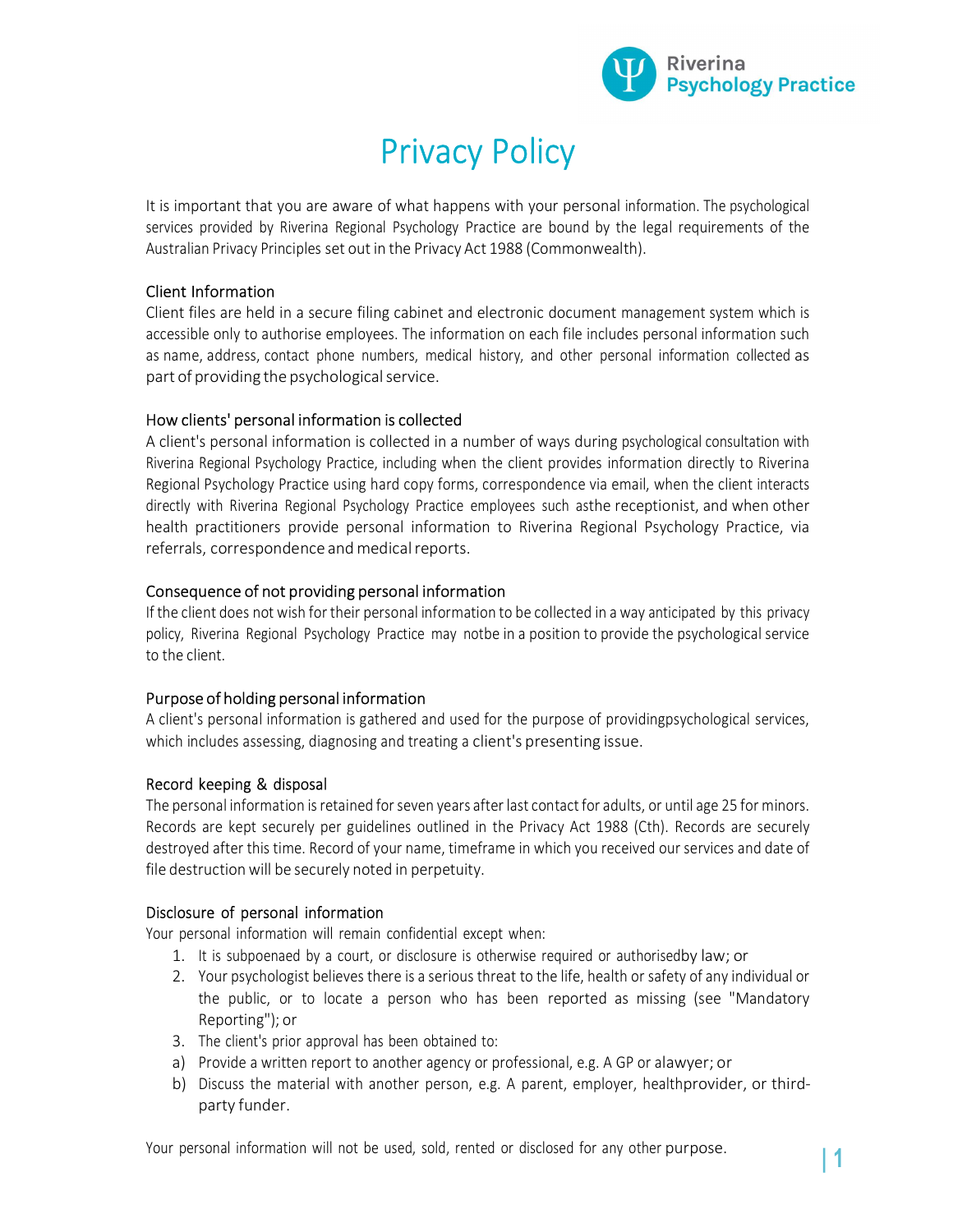# Privacy Policy

It is important that you are aware of what happens with your personal information. The psychological services provided by Riverina Regional Psychology Practice are bound by the legal requirements of the Australian Privacy Principles set out in the Privacy Act 1988 (Commonwealth).

## Client Information

Client files are held in a secure filing cabinet and electronic document management system which is accessible only to authorise employees. The information on each file includes personal information such as name, address, contact phone numbers, medical history, and other personal information collected as part of providing the psychological service.

## How clients' personal information is collected

A client's personal information is collected in a number of ways during psychological consultation with Riverina Regional Psychology Practice, including when the client provides information directly to Riverina Regional Psychology Practice using hard copy forms, correspondence via email, when the client interacts directly with Riverina Regional Psychology Practice employees such asthe receptionist, and when other health practitioners provide personal information to Riverina Regional Psychology Practice, via referrals, correspondence and medical reports.

## Consequence of not providing personal information

If the client does not wish for their personal information to be collected in a way anticipated by this privacy policy, Riverina Regional Psychology Practice may notbe in a position to provide the psychological service to the client.

## Purpose of holding personal information

A client's personal information is gathered and used for the purpose of providingpsychological services, which includes assessing, diagnosing and treating a client's presenting issue.

## Record keeping & disposal

The personal information is retained for seven years after last contact for adults, or until age 25 for minors. Records are kept securely per guidelines outlined in the Privacy Act 1988 (Cth). Records are securely destroyed after this time. Record of your name, timeframe in which you received our services and date of file destruction will be securely noted in perpetuity.

## Disclosure of personal information

Your personal information will remain confidential except when:

1. It is subpoenaed by a court, or disclosure is otherwise required or authorisedby law; or
2. Your psychologist believes there is a serious threat to the life, health or safety of any individual or the public, or to locate a person who has been reported as missing (see "Mandatory Reporting"); or
3. The client's prior approval has been obtained to:

a) Provide a written report to another agency or professional, e.g. A GP or alawyer; or
b) Discuss the material with another person, e.g. A parent, employer, healthprovider, or third-party funder.

Your personal information will not be used, sold, rented or disclosed for any other purpose.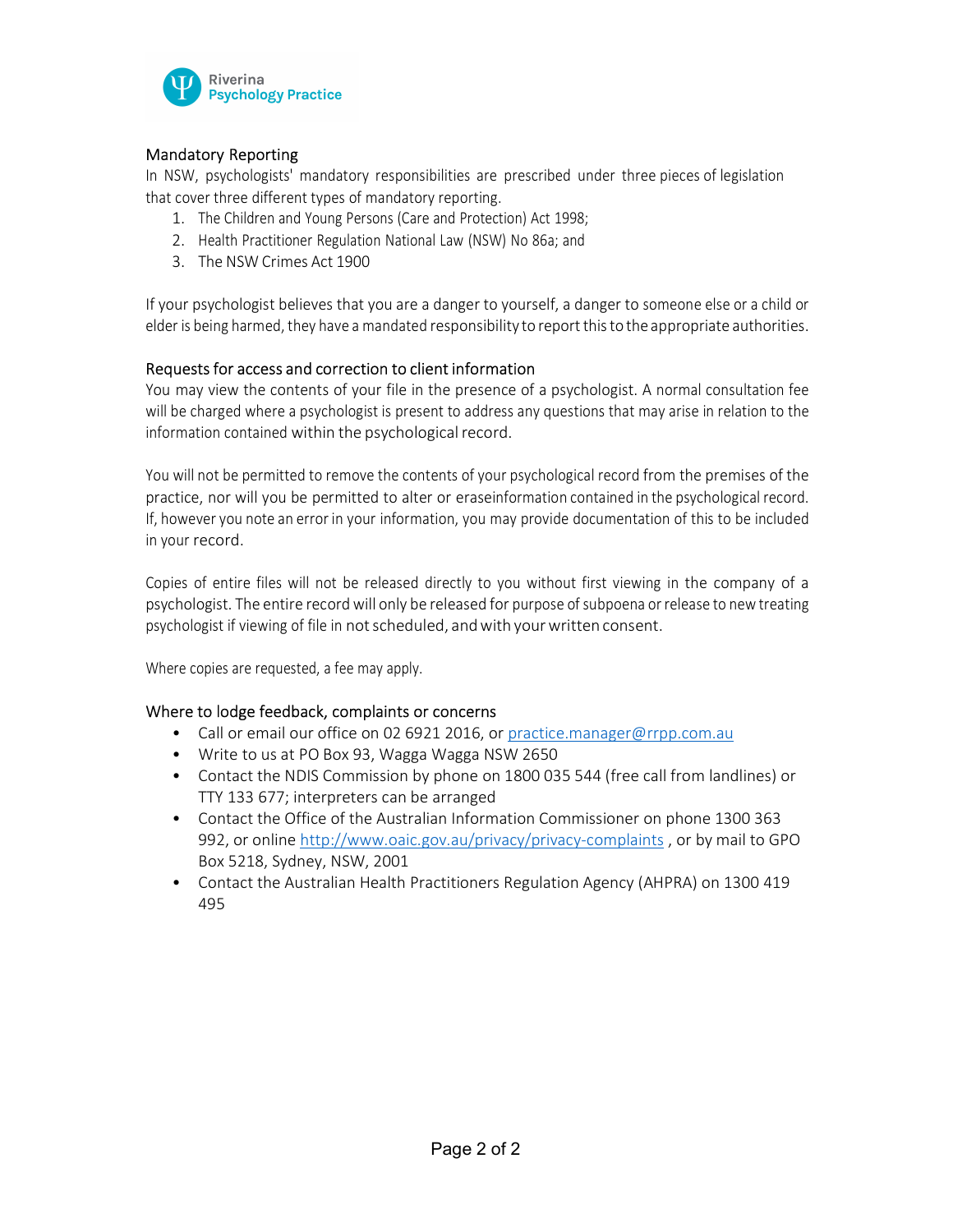Riverina Psychology Practice

## Mandatory Reporting

In NSW, psychologists' mandatory responsibilities are prescribed under three pieces of legislation that cover three different types of mandatory reporting.

1. The Children and Young Persons (Care and Protection) Act 1998;
2. Health Practitioner Regulation National Law (NSW) No 86a; and
3. The NSW Crimes Act 1900

If your psychologist believes that you are a danger to yourself, a danger to someone else or a child or elder is being harmed, they have a mandated responsibility to report this to the appropriate authorities.

## Requests for access and correction to client information

You may view the contents of your file in the presence of a psychologist. A normal consultation fee will be charged where a psychologist is present to address any questions that may arise in relation to the information contained within the psychological record.

You will not be permitted to remove the contents of your psychological record from the premises of the practice, nor will you be permitted to alter or eraseinformation contained in the psychological record. If, however you note an error in your information, you may provide documentation of this to be included in your record.

Copies of entire files will not be released directly to you without first viewing in the company of a psychologist. The entire record will only be released for purpose of subpoena or release to new treating psychologist if viewing of file in not scheduled, and with your written consent.

Where copies are requested, a fee may apply.

## Where to lodge feedback, complaints or concerns

- Call or email our office on 02 6921 2016, or practice.manager@rrpp.com.au
- Write to us at PO Box 93, Wagga Wagga NSW 2650
- Contact the NDIS Commission by phone on 1800 035 544 (free call from landlines) or TTY 133 677; interpreters can be arranged
- Contact the Office of the Australian Information Commissioner on phone 1300 363 992, or online http://www.oaic.gov.au/privacy/privacy-complaints , or by mail to GPO Box 5218, Sydney, NSW, 2001
- Contact the Australian Health Practitioners Regulation Agency (AHPRA) on 1300 419 495